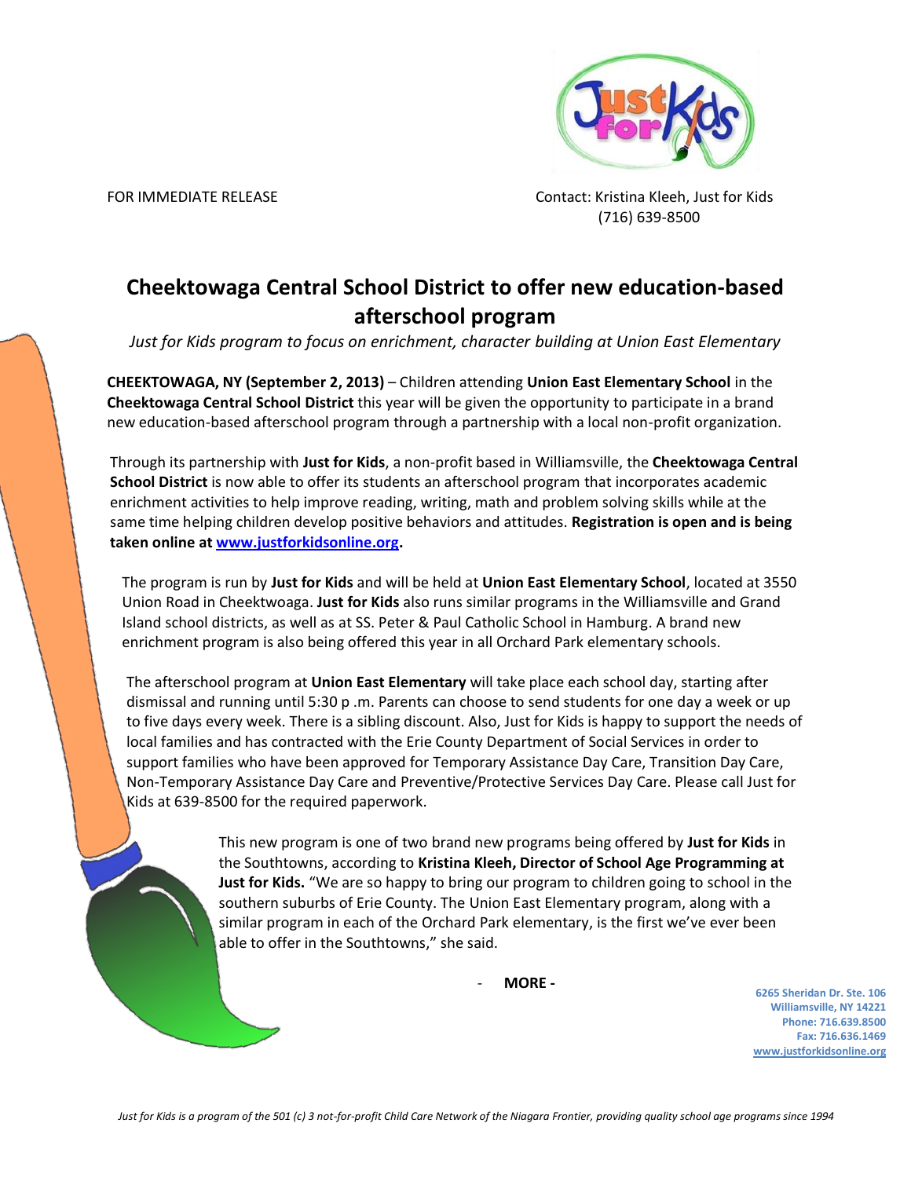FOR IMMEDIATE RELEASE

Contact: Kristina Kleeh, Just for Kids
(716) 639-8500

# Cheektowaga Central School District to offer new education-based afterschool program

*Just for Kids program to focus on enrichment, character building at Union East Elementary*

**CHEEKTOWAGA, NY (September 2, 2013)** – Children attending **Union East Elementary School** in the **Cheektowaga Central School District** this year will be given the opportunity to participate in a brand new education-based afterschool program through a partnership with a local non-profit organization.

Through its partnership with **Just for Kids**, a non-profit based in Williamsville, the **Cheektowaga Central School District** is now able to offer its students an afterschool program that incorporates academic enrichment activities to help improve reading, writing, math and problem solving skills while at the same time helping children develop positive behaviors and attitudes. **Registration is open and is being taken online at [www.justforkidsonline.org](http://www.justforkidsonline.org).**

The program is run by **Just for Kids** and will be held at **Union East Elementary School**, located at 3550 Union Road in Cheektwoaga. **Just for Kids** also runs similar programs in the Williamsville and Grand Island school districts, as well as at SS. Peter & Paul Catholic School in Hamburg. A brand new enrichment program is also being offered this year in all Orchard Park elementary schools.

The afterschool program at **Union East Elementary** will take place each school day, starting after dismissal and running until 5:30 p .m. Parents can choose to send students for one day a week or up to five days every week. There is a sibling discount. Also, Just for Kids is happy to support the needs of local families and has contracted with the Erie County Department of Social Services in order to support families who have been approved for Temporary Assistance Day Care, Transition Day Care, Non-Temporary Assistance Day Care and Preventive/Protective Services Day Care. Please call Just for Kids at 639-8500 for the required paperwork.

This new program is one of two brand new programs being offered by **Just for Kids** in the Southtowns, according to **Kristina Kleeh, Director of School Age Programming at Just for Kids.** "We are so happy to bring our program to children going to school in the southern suburbs of Erie County. The Union East Elementary program, along with a similar program in each of the Orchard Park elementary, is the first we've ever been able to offer in the Southtowns," she said.

\- **MORE -**

**6265 Sheridan Dr. Ste. 106**
**Williamsville, NY 14221**
**Phone: 716.639.8500**
**Fax: 716.636.1469**
**[www.justforkidsonline.org](http://www.justforkidsonline.org)**

*Just for Kids is a program of the 501 (c) 3 not-for-profit Child Care Network of the Niagara Frontier, providing quality school age programs since 1994*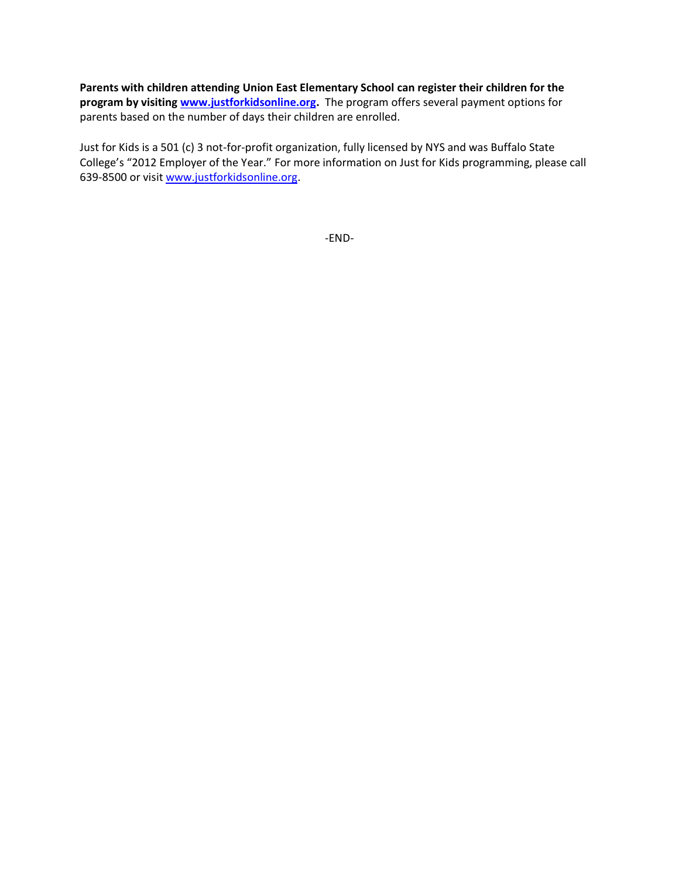**Parents with children attending Union East Elementary School can register their children for the program by visiting [www.justforkidsonline.org](http://www.justforkidsonline.org).** The program offers several payment options for parents based on the number of days their children are enrolled.

Just for Kids is a 501 (c) 3 not-for-profit organization, fully licensed by NYS and was Buffalo State College's "2012 Employer of the Year." For more information on Just for Kids programming, please call 639-8500 or visit [www.justforkidsonline.org](http://www.justforkidsonline.org).

-END-